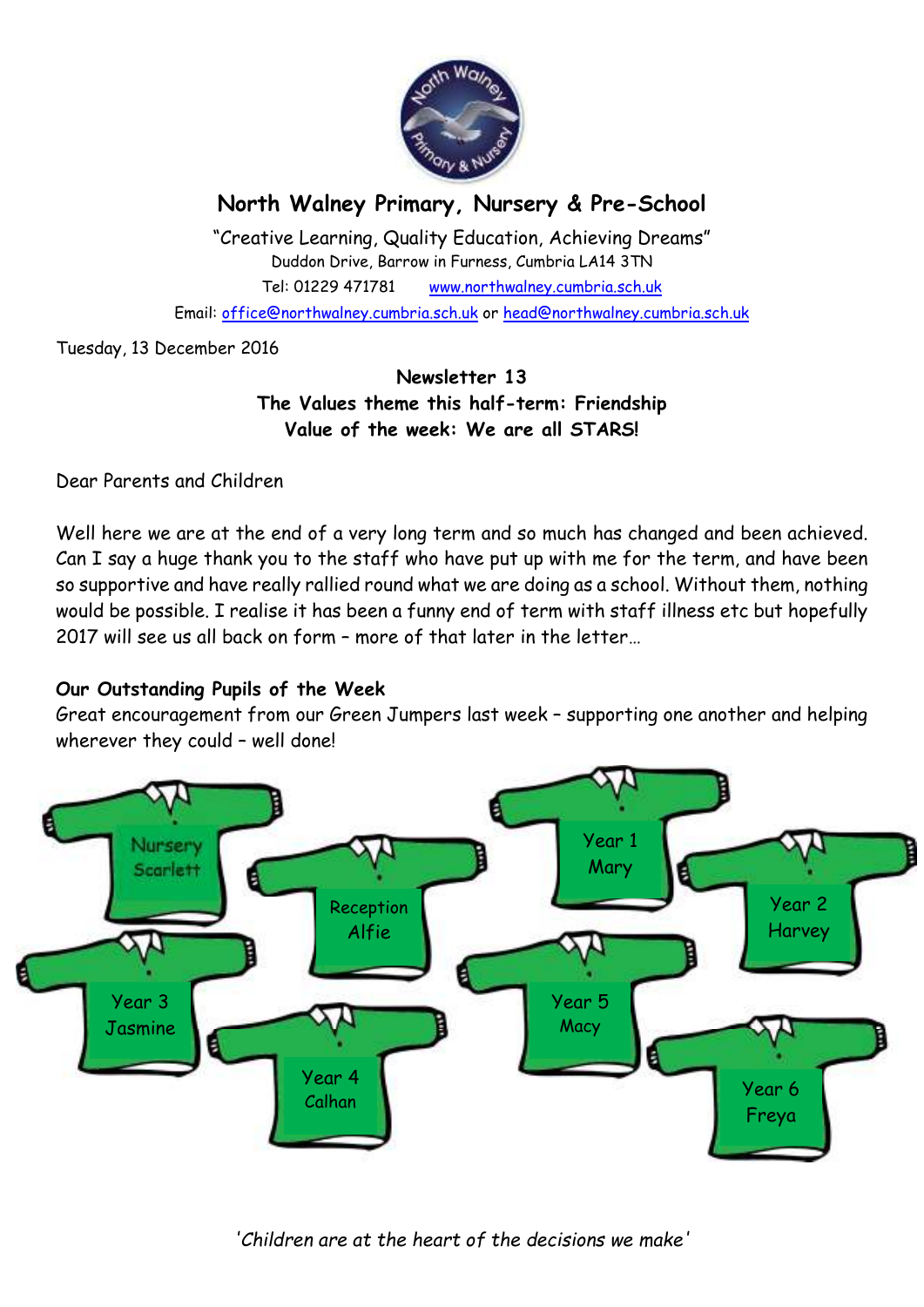# North Walney Primary, Nursery & Pre-School

"Creative Learning, Quality Education, Achieving Dreams"
Duddon Drive, Barrow in Furness, Cumbria LA14 3TN
Tel: 01229 471781 www.northwalney.cumbria.sch.uk
Email: office@northwalney.cumbria.sch.uk or head@northwalney.cumbria.sch.uk

Tuesday, 13 December 2016

**Newsletter 13**
**The Values theme this half-term: Friendship**
**Value of the week: We are all STARS!**

Dear Parents and Children

Well here we are at the end of a very long term and so much has changed and been achieved. Can I say a huge thank you to the staff who have put up with me for the term, and have been so supportive and have really rallied round what we are doing as a school. Without them, nothing would be possible. I realise it has been a funny end of term with staff illness etc but hopefully 2017 will see us all back on form – more of that later in the letter…

**Our Outstanding Pupils of the Week**

Great encouragement from our Green Jumpers last week – supporting one another and helping wherever they could – well done!

- Nursery – Scarlett
- Reception – Alfie
- Year 1 – Mary
- Year 2 – Harvey
- Year 3 – Jasmine
- Year 4 – Calhan
- Year 5 – Macy
- Year 6 – Freya

*'Children are at the heart of the decisions we make'*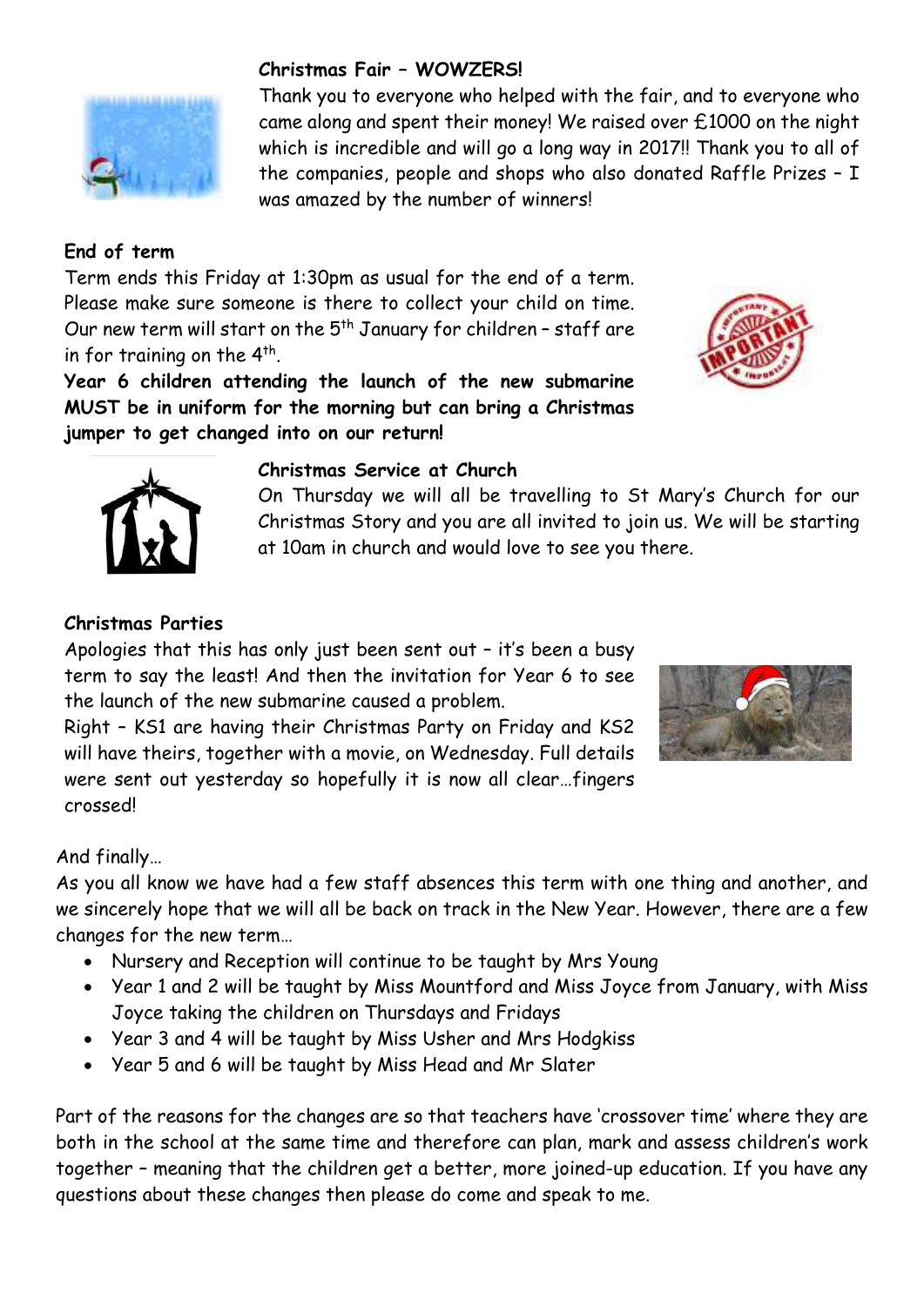**Christmas Fair – WOWZERS!**

Thank you to everyone who helped with the fair, and to everyone who came along and spent their money! We raised over £1000 on the night which is incredible and will go a long way in 2017!! Thank you to all of the companies, people and shops who also donated Raffle Prizes – I was amazed by the number of winners!

**End of term**

Term ends this Friday at 1:30pm as usual for the end of a term. Please make sure someone is there to collect your child on time. Our new term will start on the 5th January for children – staff are in for training on the 4th.

**Year 6 children attending the launch of the new submarine MUST be in uniform for the morning but can bring a Christmas jumper to get changed into on our return!**

**Christmas Service at Church**

On Thursday we will all be travelling to St Mary's Church for our Christmas Story and you are all invited to join us. We will be starting at 10am in church and would love to see you there.

**Christmas Parties**

Apologies that this has only just been sent out – it's been a busy term to say the least! And then the invitation for Year 6 to see the launch of the new submarine caused a problem.

Right – KS1 are having their Christmas Party on Friday and KS2 will have theirs, together with a movie, on Wednesday. Full details were sent out yesterday so hopefully it is now all clear…fingers crossed!

And finally…

As you all know we have had a few staff absences this term with one thing and another, and we sincerely hope that we will all be back on track in the New Year. However, there are a few changes for the new term…

- Nursery and Reception will continue to be taught by Mrs Young
- Year 1 and 2 will be taught by Miss Mountford and Miss Joyce from January, with Miss Joyce taking the children on Thursdays and Fridays
- Year 3 and 4 will be taught by Miss Usher and Mrs Hodgkiss
- Year 5 and 6 will be taught by Miss Head and Mr Slater

Part of the reasons for the changes are so that teachers have 'crossover time' where they are both in the school at the same time and therefore can plan, mark and assess children's work together – meaning that the children get a better, more joined-up education. If you have any questions about these changes then please do come and speak to me.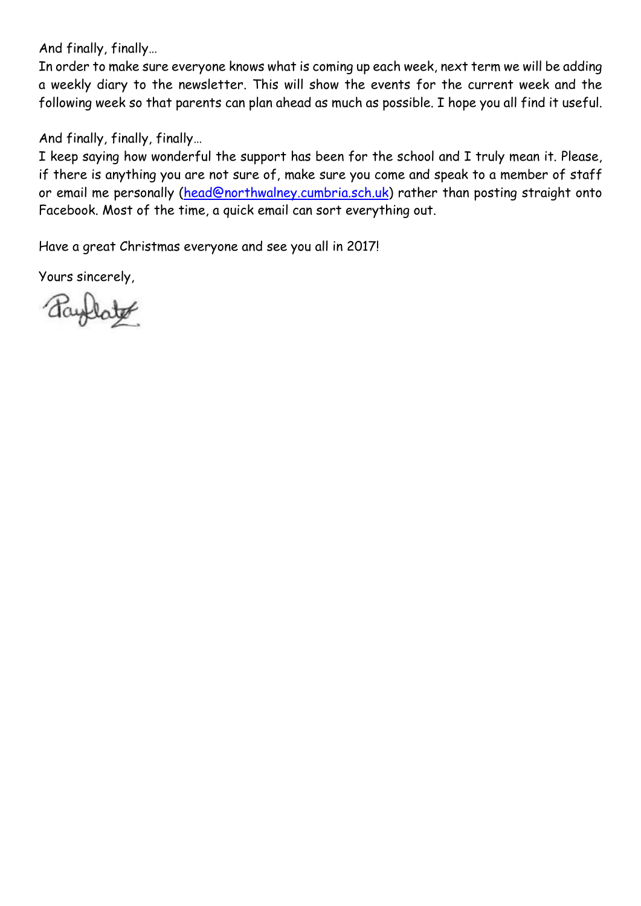And finally, finally…
In order to make sure everyone knows what is coming up each week, next term we will be adding a weekly diary to the newsletter. This will show the events for the current week and the following week so that parents can plan ahead as much as possible. I hope you all find it useful.

And finally, finally, finally…
I keep saying how wonderful the support has been for the school and I truly mean it. Please, if there is anything you are not sure of, make sure you come and speak to a member of staff or email me personally (head@northwalney.cumbria.sch.uk) rather than posting straight onto Facebook. Most of the time, a quick email can sort everything out.

Have a great Christmas everyone and see you all in 2017!

Yours sincerely,